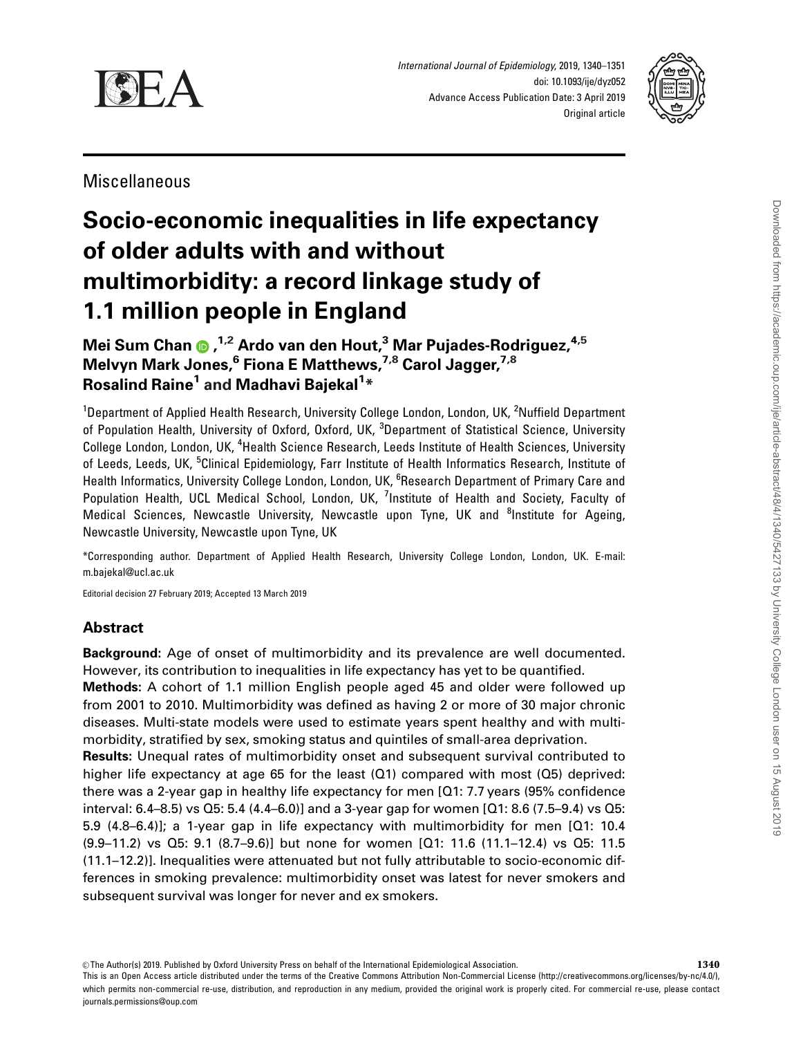Miscellaneous

# Socio-economic inequalities in life expectancy of older adults with and without multimorbidity: a record linkage study of 1.1 million people in England

**Mei Sum Chan**[1,2] **Ardo van den Hout,**[3] **Mar Pujades-Rodriguez,**[4,5] **Melvyn Mark Jones,**[6] **Fiona E Matthews,**[7,8] **Carol Jagger,**[7,8] **Rosalind Raine**[1] **and Madhavi Bajekal**[1]*

[1]Department of Applied Health Research, University College London, London, UK, [2]Nuffield Department of Population Health, University of Oxford, Oxford, UK, [3]Department of Statistical Science, University College London, London, UK, [4]Health Science Research, Leeds Institute of Health Sciences, University of Leeds, Leeds, UK, [5]Clinical Epidemiology, Farr Institute of Health Informatics Research, Institute of Health Informatics, University College London, London, UK, [6]Research Department of Primary Care and Population Health, UCL Medical School, London, UK, [7]Institute of Health and Society, Faculty of Medical Sciences, Newcastle University, Newcastle upon Tyne, UK and [8]Institute for Ageing, Newcastle University, Newcastle upon Tyne, UK

*Corresponding author. Department of Applied Health Research, University College London, London, UK. E-mail: m.bajekal@ucl.ac.uk

Editorial decision 27 February 2019; Accepted 13 March 2019

## Abstract

**Background:** Age of onset of multimorbidity and its prevalence are well documented. However, its contribution to inequalities in life expectancy has yet to be quantified.

**Methods:** A cohort of 1.1 million English people aged 45 and older were followed up from 2001 to 2010. Multimorbidity was defined as having 2 or more of 30 major chronic diseases. Multi-state models were used to estimate years spent healthy and with multimorbidity, stratified by sex, smoking status and quintiles of small-area deprivation.

**Results:** Unequal rates of multimorbidity onset and subsequent survival contributed to higher life expectancy at age 65 for the least (Q1) compared with most (Q5) deprived: there was a 2-year gap in healthy life expectancy for men [Q1: 7.7 years (95% confidence interval: 6.4–8.5) vs Q5: 5.4 (4.4–6.0)] and a 3-year gap for women [Q1: 8.6 (7.5–9.4) vs Q5: 5.9 (4.8–6.4)]; a 1-year gap in life expectancy with multimorbidity for men [Q1: 10.4 (9.9–11.2) vs Q5: 9.1 (8.7–9.6)] but none for women [Q1: 11.6 (11.1–12.4) vs Q5: 11.5 (11.1–12.2)]. Inequalities were attenuated but not fully attributable to socio-economic differences in smoking prevalence: multimorbidity onset was latest for never smokers and subsequent survival was longer for never and ex smokers.

© The Author(s) 2019. Published by Oxford University Press on behalf of the International Epidemiological Association.
This is an Open Access article distributed under the terms of the Creative Commons Attribution Non-Commercial License (http://creativecommons.org/licenses/by-nc/4.0/), which permits non-commercial re-use, distribution, and reproduction in any medium, provided the original work is properly cited. For commercial re-use, please contact journals.permissions@oup.com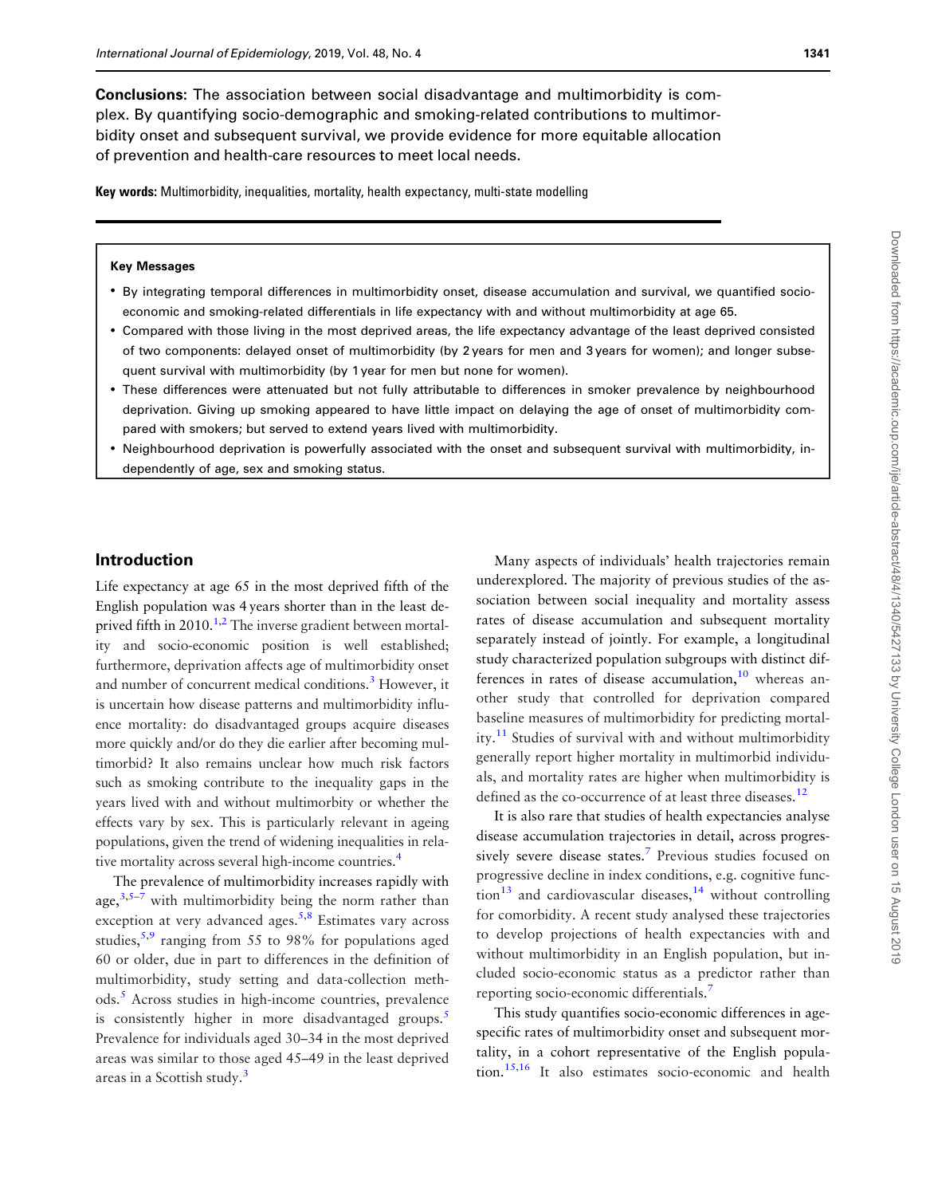**Conclusions:** The association between social disadvantage and multimorbidity is complex. By quantifying socio-demographic and smoking-related contributions to multimorbidity onset and subsequent survival, we provide evidence for more equitable allocation of prevention and health-care resources to meet local needs.

**Key words:** Multimorbidity, inequalities, mortality, health expectancy, multi-state modelling

**Key Messages**

- By integrating temporal differences in multimorbidity onset, disease accumulation and survival, we quantified socio-economic and smoking-related differentials in life expectancy with and without multimorbidity at age 65.
- Compared with those living in the most deprived areas, the life expectancy advantage of the least deprived consisted of two components: delayed onset of multimorbidity (by 2 years for men and 3 years for women); and longer subsequent survival with multimorbidity (by 1 year for men but none for women).
- These differences were attenuated but not fully attributable to differences in smoker prevalence by neighbourhood deprivation. Giving up smoking appeared to have little impact on delaying the age of onset of multimorbidity compared with smokers; but served to extend years lived with multimorbidity.
- Neighbourhood deprivation is powerfully associated with the onset and subsequent survival with multimorbidity, independently of age, sex and smoking status.

## Introduction

Life expectancy at age 65 in the most deprived fifth of the English population was 4 years shorter than in the least deprived fifth in 2010.[1,2] The inverse gradient between mortality and socio-economic position is well established; furthermore, deprivation affects age of multimorbidity onset and number of concurrent medical conditions.[3] However, it is uncertain how disease patterns and multimorbidity influence mortality: do disadvantaged groups acquire diseases more quickly and/or do they die earlier after becoming multimorbid? It also remains unclear how much risk factors such as smoking contribute to the inequality gaps in the years lived with and without multimorbity or whether the effects vary by sex. This is particularly relevant in ageing populations, given the trend of widening inequalities in relative mortality across several high-income countries.[4]

The prevalence of multimorbidity increases rapidly with age,[3,5–7] with multimorbidity being the norm rather than exception at very advanced ages.[5,8] Estimates vary across studies,[5,9] ranging from 55 to 98% for populations aged 60 or older, due in part to differences in the definition of multimorbidity, study setting and data-collection methods.[5] Across studies in high-income countries, prevalence is consistently higher in more disadvantaged groups.[5] Prevalence for individuals aged 30–34 in the most deprived areas was similar to those aged 45–49 in the least deprived areas in a Scottish study.[3]

Many aspects of individuals' health trajectories remain underexplored. The majority of previous studies of the association between social inequality and mortality assess rates of disease accumulation and subsequent mortality separately instead of jointly. For example, a longitudinal study characterized population subgroups with distinct differences in rates of disease accumulation,[10] whereas another study that controlled for deprivation compared baseline measures of multimorbidity for predicting mortality.[11] Studies of survival with and without multimorbidity generally report higher mortality in multimorbid individuals, and mortality rates are higher when multimorbidity is defined as the co-occurrence of at least three diseases.[12]

It is also rare that studies of health expectancies analyse disease accumulation trajectories in detail, across progressively severe disease states.[7] Previous studies focused on progressive decline in index conditions, e.g. cognitive function[13] and cardiovascular diseases,[14] without controlling for comorbidity. A recent study analysed these trajectories to develop projections of health expectancies with and without multimorbidity in an English population, but included socio-economic status as a predictor rather than reporting socio-economic differentials.[7]

This study quantifies socio-economic differences in age-specific rates of multimorbidity onset and subsequent mortality, in a cohort representative of the English population.[15,16] It also estimates socio-economic and health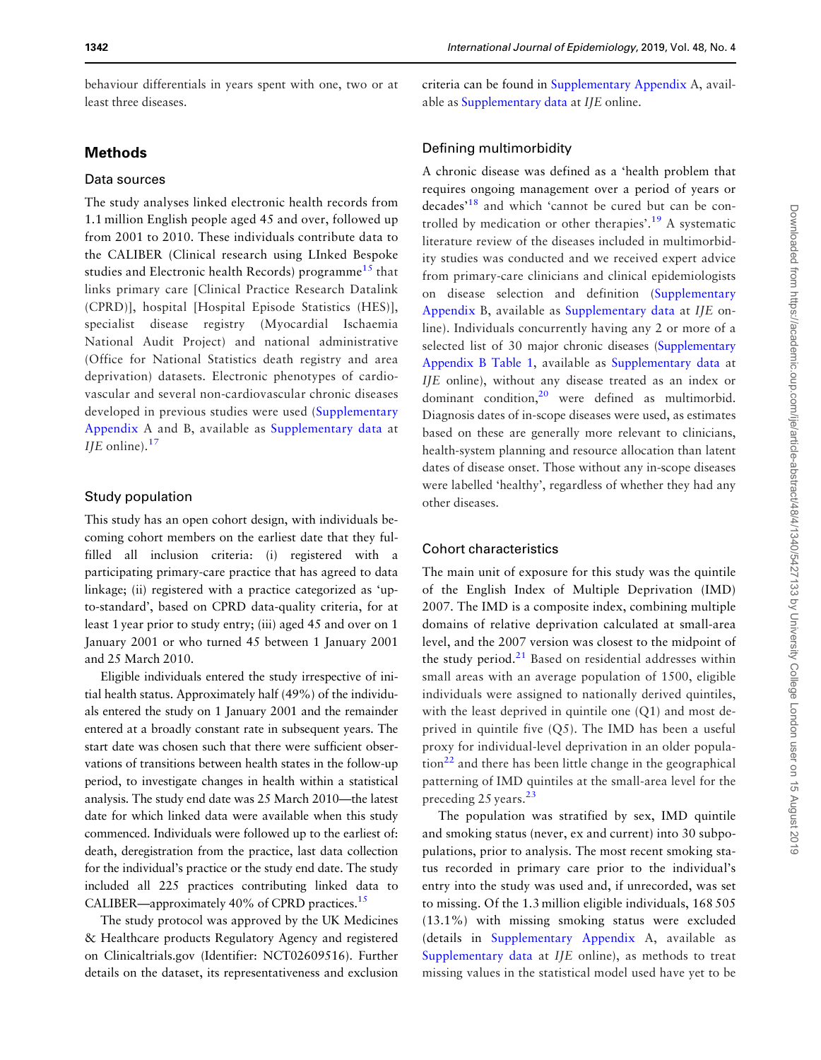behaviour differentials in years spent with one, two or at least three diseases.

## Methods

### Data sources

The study analyses linked electronic health records from 1.1 million English people aged 45 and over, followed up from 2001 to 2010. These individuals contribute data to the CALIBER (Clinical research using LInked Bespoke studies and Electronic health Records) programme[15] that links primary care [Clinical Practice Research Datalink (CPRD)], hospital [Hospital Episode Statistics (HES)], specialist disease registry (Myocardial Ischaemia National Audit Project) and national administrative (Office for National Statistics death registry and area deprivation) datasets. Electronic phenotypes of cardiovascular and several non-cardiovascular chronic diseases developed in previous studies were used (Supplementary Appendix A and B, available as Supplementary data at *IJE* online).[17]

### Study population

This study has an open cohort design, with individuals becoming cohort members on the earliest date that they fulfilled all inclusion criteria: (i) registered with a participating primary-care practice that has agreed to data linkage; (ii) registered with a practice categorized as 'up-to-standard', based on CPRD data-quality criteria, for at least 1 year prior to study entry; (iii) aged 45 and over on 1 January 2001 or who turned 45 between 1 January 2001 and 25 March 2010.

Eligible individuals entered the study irrespective of initial health status. Approximately half (49%) of the individuals entered the study on 1 January 2001 and the remainder entered at a broadly constant rate in subsequent years. The start date was chosen such that there were sufficient observations of transitions between health states in the follow-up period, to investigate changes in health within a statistical analysis. The study end date was 25 March 2010—the latest date for which linked data were available when this study commenced. Individuals were followed up to the earliest of: death, deregistration from the practice, last data collection for the individual's practice or the study end date. The study included all 225 practices contributing linked data to CALIBER—approximately 40% of CPRD practices.[15]

The study protocol was approved by the UK Medicines & Healthcare products Regulatory Agency and registered on Clinicaltrials.gov (Identifier: NCT02609516). Further details on the dataset, its representativeness and exclusion criteria can be found in Supplementary Appendix A, available as Supplementary data at *IJE* online.

### Defining multimorbidity

A chronic disease was defined as a 'health problem that requires ongoing management over a period of years or decades'[18] and which 'cannot be cured but can be controlled by medication or other therapies'.[19] A systematic literature review of the diseases included in multimorbidity studies was conducted and we received expert advice from primary-care clinicians and clinical epidemiologists on disease selection and definition (Supplementary Appendix B, available as Supplementary data at *IJE* online). Individuals concurrently having any 2 or more of a selected list of 30 major chronic diseases (Supplementary Appendix B Table 1, available as Supplementary data at *IJE* online), without any disease treated as an index or dominant condition,[20] were defined as multimorbid. Diagnosis dates of in-scope diseases were used, as estimates based on these are generally more relevant to clinicians, health-system planning and resource allocation than latent dates of disease onset. Those without any in-scope diseases were labelled 'healthy', regardless of whether they had any other diseases.

### Cohort characteristics

The main unit of exposure for this study was the quintile of the English Index of Multiple Deprivation (IMD) 2007. The IMD is a composite index, combining multiple domains of relative deprivation calculated at small-area level, and the 2007 version was closest to the midpoint of the study period.[21] Based on residential addresses within small areas with an average population of 1500, eligible individuals were assigned to nationally derived quintiles, with the least deprived in quintile one (Q1) and most deprived in quintile five (Q5). The IMD has been a useful proxy for individual-level deprivation in an older population[22] and there has been little change in the geographical patterning of IMD quintiles at the small-area level for the preceding 25 years.[23]

The population was stratified by sex, IMD quintile and smoking status (never, ex and current) into 30 subpopulations, prior to analysis. The most recent smoking status recorded in primary care prior to the individual's entry into the study was used and, if unrecorded, was set to missing. Of the 1.3 million eligible individuals, 168 505 (13.1%) with missing smoking status were excluded (details in Supplementary Appendix A, available as Supplementary data at *IJE* online), as methods to treat missing values in the statistical model used have yet to be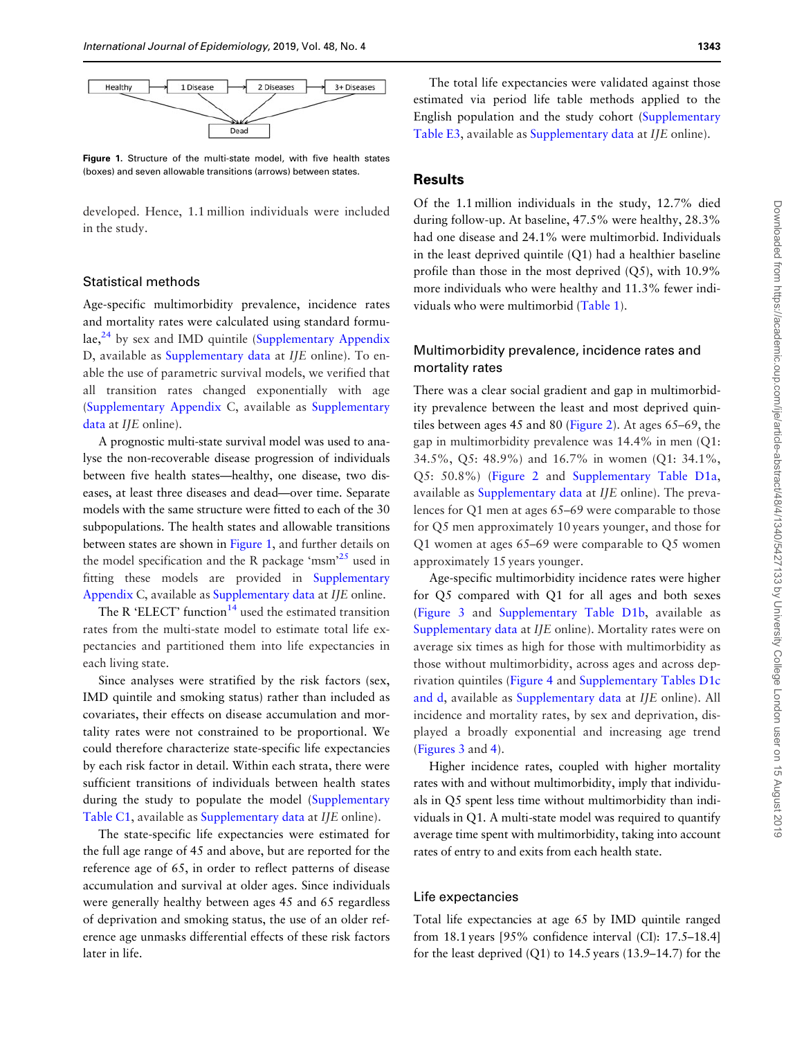Figure 1. Structure of the multi-state model, with five health states (boxes) and seven allowable transitions (arrows) between states.

developed. Hence, 1.1 million individuals were included in the study.

### Statistical methods

Age-specific multimorbidity prevalence, incidence rates and mortality rates were calculated using standard formulae,[24] by sex and IMD quintile (Supplementary Appendix D, available as Supplementary data at *IJE* online). To enable the use of parametric survival models, we verified that all transition rates changed exponentially with age (Supplementary Appendix C, available as Supplementary data at *IJE* online).

A prognostic multi-state survival model was used to analyse the non-recoverable disease progression of individuals between five health states—healthy, one disease, two diseases, at least three diseases and dead—over time. Separate models with the same structure were fitted to each of the 30 subpopulations. The health states and allowable transitions between states are shown in Figure 1, and further details on the model specification and the R package 'msm'[25] used in fitting these models are provided in Supplementary Appendix C, available as Supplementary data at *IJE* online.

The R 'ELECT' function[14] used the estimated transition rates from the multi-state model to estimate total life expectancies and partitioned them into life expectancies in each living state.

Since analyses were stratified by the risk factors (sex, IMD quintile and smoking status) rather than included as covariates, their effects on disease accumulation and mortality rates were not constrained to be proportional. We could therefore characterize state-specific life expectancies by each risk factor in detail. Within each strata, there were sufficient transitions of individuals between health states during the study to populate the model (Supplementary Table C1, available as Supplementary data at *IJE* online).

The state-specific life expectancies were estimated for the full age range of 45 and above, but are reported for the reference age of 65, in order to reflect patterns of disease accumulation and survival at older ages. Since individuals were generally healthy between ages 45 and 65 regardless of deprivation and smoking status, the use of an older reference age unmasks differential effects of these risk factors later in life.

The total life expectancies were validated against those estimated via period life table methods applied to the English population and the study cohort (Supplementary Table E3, available as Supplementary data at *IJE* online).

## Results

Of the 1.1 million individuals in the study, 12.7% died during follow-up. At baseline, 47.5% were healthy, 28.3% had one disease and 24.1% were multimorbid. Individuals in the least deprived quintile (Q1) had a healthier baseline profile than those in the most deprived (Q5), with 10.9% more individuals who were healthy and 11.3% fewer individuals who were multimorbid (Table 1).

### Multimorbidity prevalence, incidence rates and mortality rates

There was a clear social gradient and gap in multimorbidity prevalence between the least and most deprived quintiles between ages 45 and 80 (Figure 2). At ages 65–69, the gap in multimorbidity prevalence was 14.4% in men (Q1: 34.5%, Q5: 48.9%) and 16.7% in women (Q1: 34.1%, Q5: 50.8%) (Figure 2 and Supplementary Table D1a, available as Supplementary data at *IJE* online). The prevalences for Q1 men at ages 65–69 were comparable to those for Q5 men approximately 10 years younger, and those for Q1 women at ages 65–69 were comparable to Q5 women approximately 15 years younger.

Age-specific multimorbidity incidence rates were higher for Q5 compared with Q1 for all ages and both sexes (Figure 3 and Supplementary Table D1b, available as Supplementary data at *IJE* online). Mortality rates were on average six times as high for those with multimorbidity as those without multimorbidity, across ages and across deprivation quintiles (Figure 4 and Supplementary Tables D1c and d, available as Supplementary data at *IJE* online). All incidence and mortality rates, by sex and deprivation, displayed a broadly exponential and increasing age trend (Figures 3 and 4).

Higher incidence rates, coupled with higher mortality rates with and without multimorbidity, imply that individuals in Q5 spent less time without multimorbidity than individuals in Q1. A multi-state model was required to quantify average time spent with multimorbidity, taking into account rates of entry to and exits from each health state.

### Life expectancies

Total life expectancies at age 65 by IMD quintile ranged from 18.1 years [95% confidence interval (CI): 17.5–18.4] for the least deprived (Q1) to 14.5 years (13.9–14.7) for the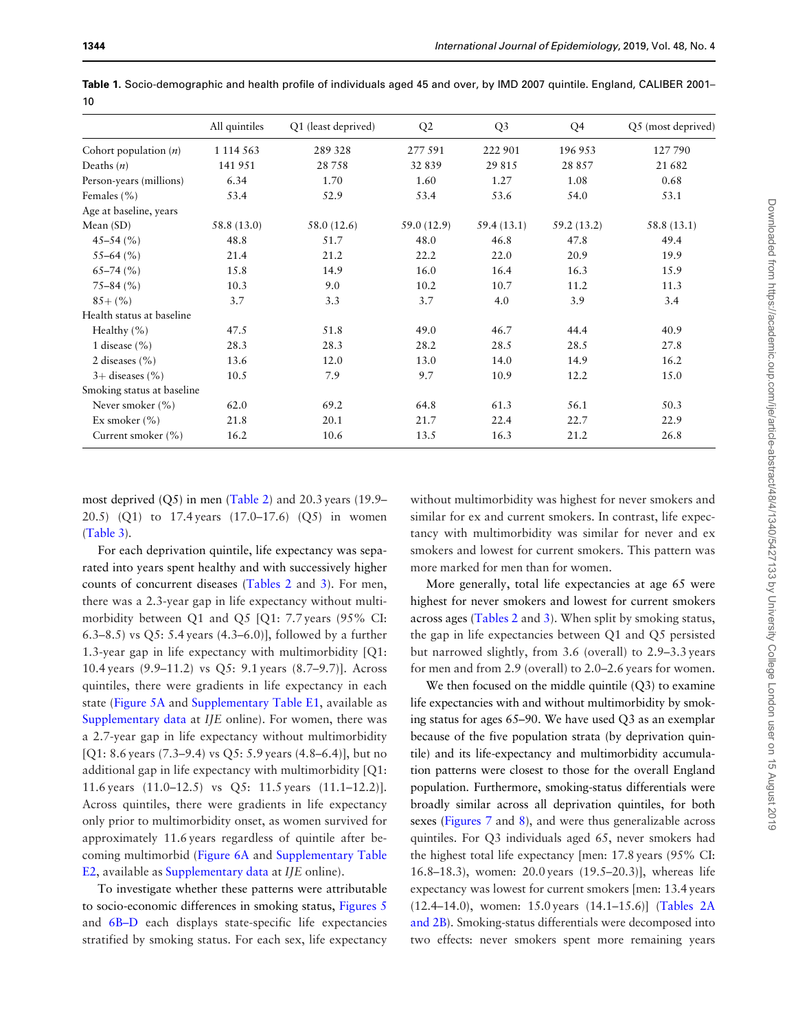**Table 1.** Socio-demographic and health profile of individuals aged 45 and over, by IMD 2007 quintile. England, CALIBER 2001–10

| | All quintiles | Q1 (least deprived) | Q2 | Q3 | Q4 | Q5 (most deprived) |
|---|---|---|---|---|---|---|
| Cohort population (*n*) | 1 114 563 | 289 328 | 277 591 | 222 901 | 196 953 | 127 790 |
| Deaths (*n*) | 141 951 | 28 758 | 32 839 | 29 815 | 28 857 | 21 682 |
| Person-years (millions) | 6.34 | 1.70 | 1.60 | 1.27 | 1.08 | 0.68 |
| Females (%) | 53.4 | 52.9 | 53.4 | 53.6 | 54.0 | 53.1 |
| Age at baseline, years | | | | | | |
| Mean (SD) | 58.8 (13.0) | 58.0 (12.6) | 59.0 (12.9) | 59.4 (13.1) | 59.2 (13.2) | 58.8 (13.1) |
| 45–54 (%) | 48.8 | 51.7 | 48.0 | 46.8 | 47.8 | 49.4 |
| 55–64 (%) | 21.4 | 21.2 | 22.2 | 22.0 | 20.9 | 19.9 |
| 65–74 (%) | 15.8 | 14.9 | 16.0 | 16.4 | 16.3 | 15.9 |
| 75–84 (%) | 10.3 | 9.0 | 10.2 | 10.7 | 11.2 | 11.3 |
| 85+ (%) | 3.7 | 3.3 | 3.7 | 4.0 | 3.9 | 3.4 |
| Health status at baseline | | | | | | |
| Healthy (%) | 47.5 | 51.8 | 49.0 | 46.7 | 44.4 | 40.9 |
| 1 disease (%) | 28.3 | 28.3 | 28.2 | 28.5 | 28.5 | 27.8 |
| 2 diseases (%) | 13.6 | 12.0 | 13.0 | 14.0 | 14.9 | 16.2 |
| 3+ diseases (%) | 10.5 | 7.9 | 9.7 | 10.9 | 12.2 | 15.0 |
| Smoking status at baseline | | | | | | |
| Never smoker (%) | 62.0 | 69.2 | 64.8 | 61.3 | 56.1 | 50.3 |
| Ex smoker (%) | 21.8 | 20.1 | 21.7 | 22.4 | 22.7 | 22.9 |
| Current smoker (%) | 16.2 | 10.6 | 13.5 | 16.3 | 21.2 | 26.8 |

most deprived (Q5) in men (Table 2) and 20.3 years (19.9–20.5) (Q1) to 17.4 years (17.0–17.6) (Q5) in women (Table 3).

For each deprivation quintile, life expectancy was separated into years spent healthy and with successively higher counts of concurrent diseases (Tables 2 and 3). For men, there was a 2.3-year gap in life expectancy without multimorbidity between Q1 and Q5 [Q1: 7.7 years (95% CI: 6.3–8.5) vs Q5: 5.4 years (4.3–6.0)], followed by a further 1.3-year gap in life expectancy with multimorbidity [Q1: 10.4 years (9.9–11.2) vs Q5: 9.1 years (8.7–9.7)]. Across quintiles, there were gradients in life expectancy in each state (Figure 5A and Supplementary Table E1, available as Supplementary data at *IJE* online). For women, there was a 2.7-year gap in life expectancy without multimorbidity [Q1: 8.6 years (7.3–9.4) vs Q5: 5.9 years (4.8–6.4)], but no additional gap in life expectancy with multimorbidity [Q1: 11.6 years (11.0–12.5) vs Q5: 11.5 years (11.1–12.2)]. Across quintiles, there were gradients in life expectancy only prior to multimorbidity onset, as women survived for approximately 11.6 years regardless of quintile after becoming multimorbid (Figure 6A and Supplementary Table E2, available as Supplementary data at *IJE* online).

To investigate whether these patterns were attributable to socio-economic differences in smoking status, Figures 5 and 6B–D each displays state-specific life expectancies stratified by smoking status. For each sex, life expectancy without multimorbidity was highest for never smokers and similar for ex and current smokers. In contrast, life expectancy with multimorbidity was similar for never and ex smokers and lowest for current smokers. This pattern was more marked for men than for women.

More generally, total life expectancies at age 65 were highest for never smokers and lowest for current smokers across ages (Tables 2 and 3). When split by smoking status, the gap in life expectancies between Q1 and Q5 persisted but narrowed slightly, from 3.6 (overall) to 2.9–3.3 years for men and from 2.9 (overall) to 2.0–2.6 years for women.

We then focused on the middle quintile (Q3) to examine life expectancies with and without multimorbidity by smoking status for ages 65–90. We have used Q3 as an exemplar because of the five population strata (by deprivation quintile) and its life-expectancy and multimorbidity accumulation patterns were closest to those for the overall England population. Furthermore, smoking-status differentials were broadly similar across all deprivation quintiles, for both sexes (Figures 7 and 8), and were thus generalizable across quintiles. For Q3 individuals aged 65, never smokers had the highest total life expectancy [men: 17.8 years (95% CI: 16.8–18.3), women: 20.0 years (19.5–20.3)], whereas life expectancy was lowest for current smokers [men: 13.4 years (12.4–14.0), women: 15.0 years (14.1–15.6)] (Tables 2A and 2B). Smoking-status differentials were decomposed into two effects: never smokers spent more remaining years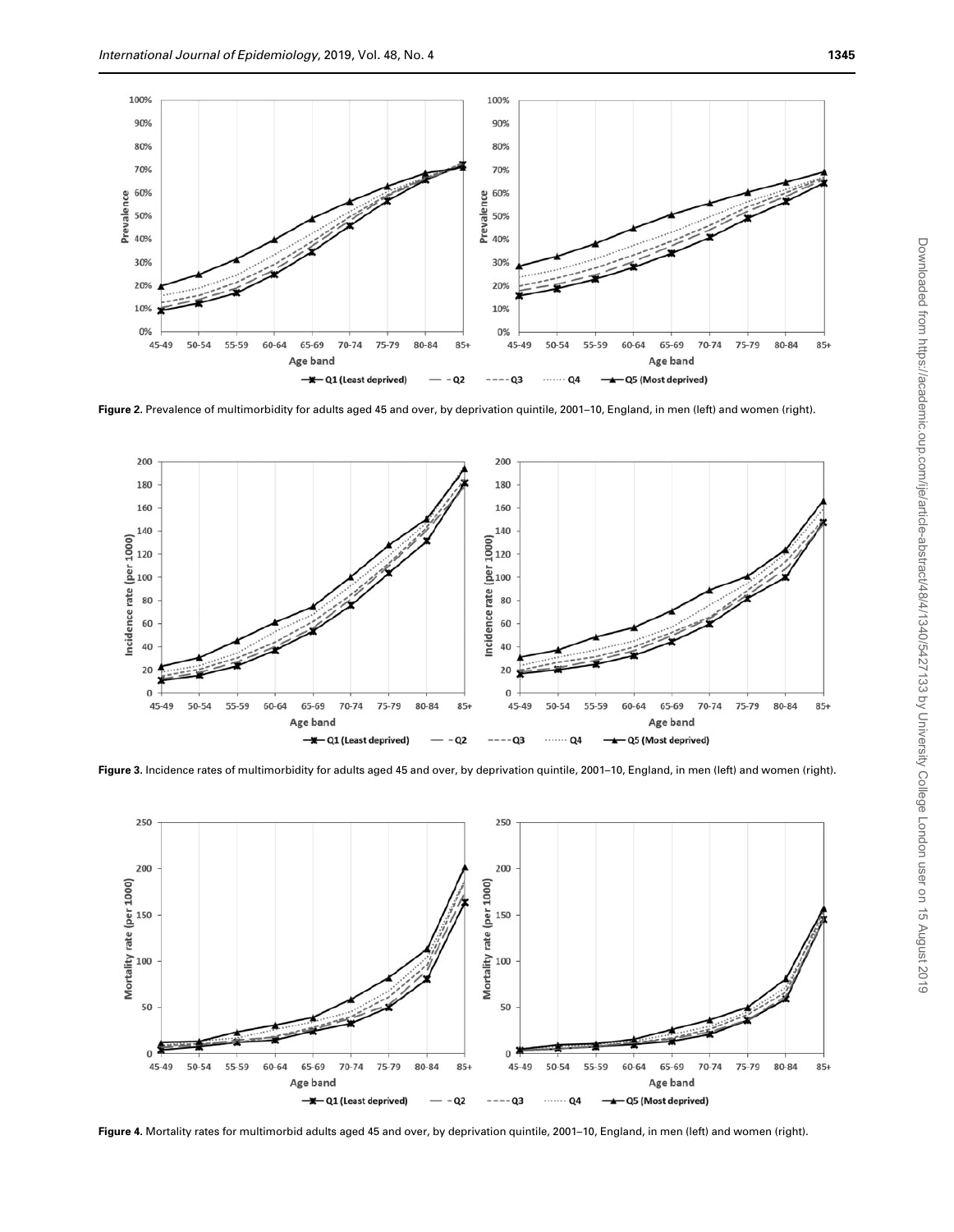**Figure 2.** Prevalence of multimorbidity for adults aged 45 and over, by deprivation quintile, 2001–10, England, in men (left) and women (right).

**Figure 3.** Incidence rates of multimorbidity for adults aged 45 and over, by deprivation quintile, 2001–10, England, in men (left) and women (right).

**Figure 4.** Mortality rates for multimorbid adults aged 45 and over, by deprivation quintile, 2001–10, England, in men (left) and women (right).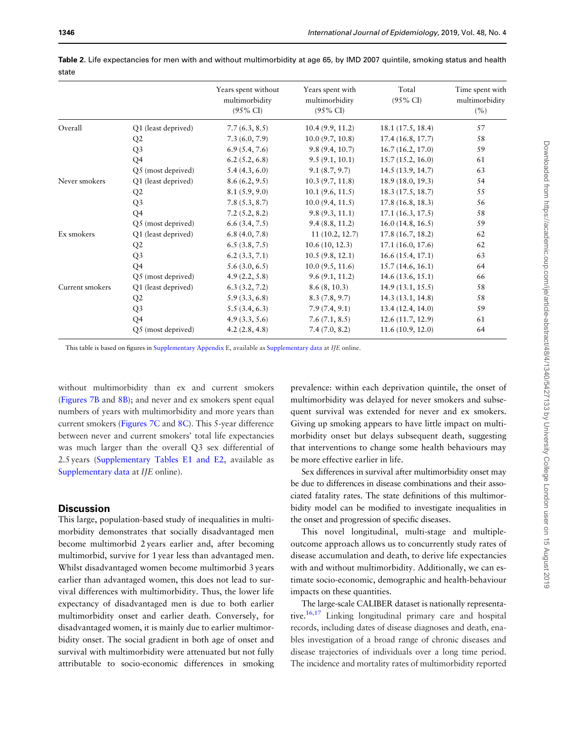**Table 2.** Life expectancies for men with and without multimorbidity at age 65, by IMD 2007 quintile, smoking status and health state

| | | Years spent without multimorbidity (95% CI) | Years spent with multimorbidity (95% CI) | Total (95% CI) | Time spent with multimorbidity (%) |
|---|---|---|---|---|---|
| Overall | Q1 (least deprived) | 7.7 (6.3, 8.5) | 10.4 (9.9, 11.2) | 18.1 (17.5, 18.4) | 57 |
| | Q2 | 7.3 (6.0, 7.9) | 10.0 (9.7, 10.8) | 17.4 (16.8, 17.7) | 58 |
| | Q3 | 6.9 (5.4, 7.6) | 9.8 (9.4, 10.7) | 16.7 (16.2, 17.0) | 59 |
| | Q4 | 6.2 (5.2, 6.8) | 9.5 (9.1, 10.1) | 15.7 (15.2, 16.0) | 61 |
| | Q5 (most deprived) | 5.4 (4.3, 6.0) | 9.1 (8.7, 9.7) | 14.5 (13.9, 14.7) | 63 |
| Never smokers | Q1 (least deprived) | 8.6 (6.2, 9.5) | 10.3 (9.7, 11.8) | 18.9 (18.0, 19.3) | 54 |
| | Q2 | 8.1 (5.9, 9.0) | 10.1 (9.6, 11.5) | 18.3 (17.5, 18.7) | 55 |
| | Q3 | 7.8 (5.3, 8.7) | 10.0 (9.4, 11.5) | 17.8 (16.8, 18.3) | 56 |
| | Q4 | 7.2 (5.2, 8.2) | 9.8 (9.3, 11.1) | 17.1 (16.3, 17.5) | 58 |
| | Q5 (most deprived) | 6.6 (3.4, 7.5) | 9.4 (8.8, 11.2) | 16.0 (14.8, 16.5) | 59 |
| Ex smokers | Q1 (least deprived) | 6.8 (4.0, 7.8) | 11 (10.2, 12.7) | 17.8 (16.7, 18.2) | 62 |
| | Q2 | 6.5 (3.8, 7.5) | 10.6 (10, 12.3) | 17.1 (16.0, 17.6) | 62 |
| | Q3 | 6.2 (3.3, 7.1) | 10.5 (9.8, 12.1) | 16.6 (15.4, 17.1) | 63 |
| | Q4 | 5.6 (3.0, 6.5) | 10.0 (9.5, 11.6) | 15.7 (14.6, 16.1) | 64 |
| | Q5 (most deprived) | 4.9 (2.2, 5.8) | 9.6 (9.1, 11.2) | 14.6 (13.6, 15.1) | 66 |
| Current smokers | Q1 (least deprived) | 6.3 (3.2, 7.2) | 8.6 (8, 10.3) | 14.9 (13.1, 15.5) | 58 |
| | Q2 | 5.9 (3.3, 6.8) | 8.3 (7.8, 9.7) | 14.3 (13.1, 14.8) | 58 |
| | Q3 | 5.5 (3.4, 6.3) | 7.9 (7.4, 9.1) | 13.4 (12.4, 14.0) | 59 |
| | Q4 | 4.9 (3.3, 5.6) | 7.6 (7.1, 8.5) | 12.6 (11.7, 12.9) | 61 |
| | Q5 (most deprived) | 4.2 (2.8, 4.8) | 7.4 (7.0, 8.2) | 11.6 (10.9, 12.0) | 64 |

This table is based on figures in Supplementary Appendix E, available as Supplementary data at *IJE* online.

without multimorbidity than ex and current smokers (Figures 7B and 8B); and never and ex smokers spent equal numbers of years with multimorbidity and more years than current smokers (Figures 7C and 8C). This 5-year difference between never and current smokers' total life expectancies was much larger than the overall Q3 sex differential of 2.5 years (Supplementary Tables E1 and E2, available as Supplementary data at *IJE* online).

## Discussion

This large, population-based study of inequalities in multimorbidity demonstrates that socially disadvantaged men become multimorbid 2 years earlier and, after becoming multimorbid, survive for 1 year less than advantaged men. Whilst disadvantaged women become multimorbid 3 years earlier than advantaged women, this does not lead to survival differences with multimorbidity. Thus, the lower life expectancy of disadvantaged men is due to both earlier multimorbidity onset and earlier death. Conversely, for disadvantaged women, it is mainly due to earlier multimorbidity onset. The social gradient in both age of onset and survival with multimorbidity were attenuated but not fully attributable to socio-economic differences in smoking prevalence: within each deprivation quintile, the onset of multimorbidity was delayed for never smokers and subsequent survival was extended for never and ex smokers. Giving up smoking appears to have little impact on multimorbidity onset but delays subsequent death, suggesting that interventions to change some health behaviours may be more effective earlier in life.

Sex differences in survival after multimorbidity onset may be due to differences in disease combinations and their associated fatality rates. The state definitions of this multimorbidity model can be modified to investigate inequalities in the onset and progression of specific diseases.

This novel longitudinal, multi-stage and multiple-outcome approach allows us to concurrently study rates of disease accumulation and death, to derive life expectancies with and without multimorbidity. Additionally, we can estimate socio-economic, demographic and health-behaviour impacts on these quantities.

The large-scale CALIBER dataset is nationally representative.[16,17] Linking longitudinal primary care and hospital records, including dates of disease diagnoses and death, enables investigation of a broad range of chronic diseases and disease trajectories of individuals over a long time period. The incidence and mortality rates of multimorbidity reported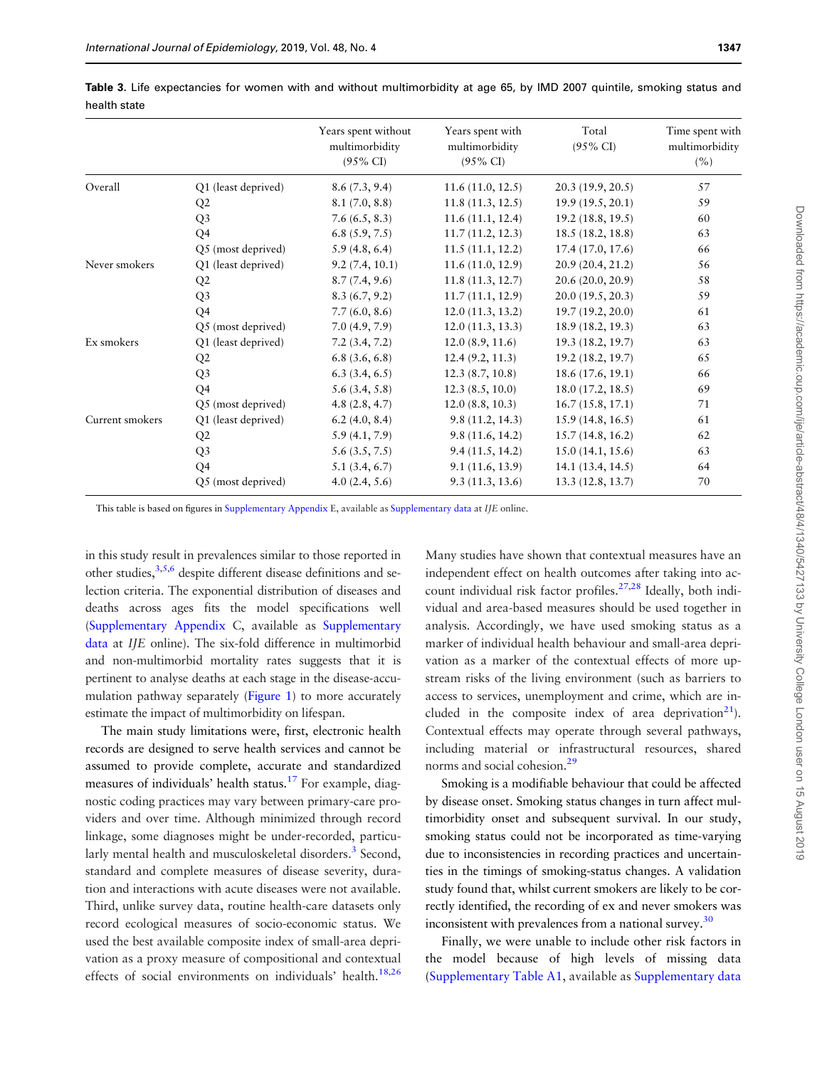**Table 3.** Life expectancies for women with and without multimorbidity at age 65, by IMD 2007 quintile, smoking status and health state

| | | Years spent without multimorbidity (95% CI) | Years spent with multimorbidity (95% CI) | Total (95% CI) | Time spent with multimorbidity (%) |
|---|---|---|---|---|---|
| Overall | Q1 (least deprived) | 8.6 (7.3, 9.4) | 11.6 (11.0, 12.5) | 20.3 (19.9, 20.5) | 57 |
| | Q2 | 8.1 (7.0, 8.8) | 11.8 (11.3, 12.5) | 19.9 (19.5, 20.1) | 59 |
| | Q3 | 7.6 (6.5, 8.3) | 11.6 (11.1, 12.4) | 19.2 (18.8, 19.5) | 60 |
| | Q4 | 6.8 (5.9, 7.5) | 11.7 (11.2, 12.3) | 18.5 (18.2, 18.8) | 63 |
| | Q5 (most deprived) | 5.9 (4.8, 6.4) | 11.5 (11.1, 12.2) | 17.4 (17.0, 17.6) | 66 |
| Never smokers | Q1 (least deprived) | 9.2 (7.4, 10.1) | 11.6 (11.0, 12.9) | 20.9 (20.4, 21.2) | 56 |
| | Q2 | 8.7 (7.4, 9.6) | 11.8 (11.3, 12.7) | 20.6 (20.0, 20.9) | 58 |
| | Q3 | 8.3 (6.7, 9.2) | 11.7 (11.1, 12.9) | 20.0 (19.5, 20.3) | 59 |
| | Q4 | 7.7 (6.0, 8.6) | 12.0 (11.3, 13.2) | 19.7 (19.2, 20.0) | 61 |
| | Q5 (most deprived) | 7.0 (4.9, 7.9) | 12.0 (11.3, 13.3) | 18.9 (18.2, 19.3) | 63 |
| Ex smokers | Q1 (least deprived) | 7.2 (3.4, 7.2) | 12.0 (8.9, 11.6) | 19.3 (18.2, 19.7) | 63 |
| | Q2 | 6.8 (3.6, 6.8) | 12.4 (9.2, 11.3) | 19.2 (18.2, 19.7) | 65 |
| | Q3 | 6.3 (3.4, 6.5) | 12.3 (8.7, 10.8) | 18.6 (17.6, 19.1) | 66 |
| | Q4 | 5.6 (3.4, 5.8) | 12.3 (8.5, 10.0) | 18.0 (17.2, 18.5) | 69 |
| | Q5 (most deprived) | 4.8 (2.8, 4.7) | 12.0 (8.8, 10.3) | 16.7 (15.8, 17.1) | 71 |
| Current smokers | Q1 (least deprived) | 6.2 (4.0, 8.4) | 9.8 (11.2, 14.3) | 15.9 (14.8, 16.5) | 61 |
| | Q2 | 5.9 (4.1, 7.9) | 9.8 (11.6, 14.2) | 15.7 (14.8, 16.2) | 62 |
| | Q3 | 5.6 (3.5, 7.5) | 9.4 (11.5, 14.2) | 15.0 (14.1, 15.6) | 63 |
| | Q4 | 5.1 (3.4, 6.7) | 9.1 (11.6, 13.9) | 14.1 (13.4, 14.5) | 64 |
| | Q5 (most deprived) | 4.0 (2.4, 5.6) | 9.3 (11.3, 13.6) | 13.3 (12.8, 13.7) | 70 |

This table is based on figures in Supplementary Appendix E, available as Supplementary data at *IJE* online.

in this study result in prevalences similar to those reported in other studies,[3,5,6] despite different disease definitions and selection criteria. The exponential distribution of diseases and deaths across ages fits the model specifications well (Supplementary Appendix C, available as Supplementary data at *IJE* online). The six-fold difference in multimorbid and non-multimorbid mortality rates suggests that it is pertinent to analyse deaths at each stage in the disease-accumulation pathway separately (Figure 1) to more accurately estimate the impact of multimorbidity on lifespan.

The main study limitations were, first, electronic health records are designed to serve health services and cannot be assumed to provide complete, accurate and standardized measures of individuals' health status.[17] For example, diagnostic coding practices may vary between primary-care providers and over time. Although minimized through record linkage, some diagnoses might be under-recorded, particularly mental health and musculoskeletal disorders.[3] Second, standard and complete measures of disease severity, duration and interactions with acute diseases were not available. Third, unlike survey data, routine health-care datasets only record ecological measures of socio-economic status. We used the best available composite index of small-area deprivation as a proxy measure of compositional and contextual effects of social environments on individuals' health.[18,26]

Many studies have shown that contextual measures have an independent effect on health outcomes after taking into account individual risk factor profiles.[27,28] Ideally, both individual and area-based measures should be used together in analysis. Accordingly, we have used smoking status as a marker of individual health behaviour and small-area deprivation as a marker of the contextual effects of more upstream risks of the living environment (such as barriers to access to services, unemployment and crime, which are included in the composite index of area deprivation[21]). Contextual effects may operate through several pathways, including material or infrastructural resources, shared norms and social cohesion.[29]

Smoking is a modifiable behaviour that could be affected by disease onset. Smoking status changes in turn affect multimorbidity onset and subsequent survival. In our study, smoking status could not be incorporated as time-varying due to inconsistencies in recording practices and uncertainties in the timings of smoking-status changes. A validation study found that, whilst current smokers are likely to be correctly identified, the recording of ex and never smokers was inconsistent with prevalences from a national survey.[30]

Finally, we were unable to include other risk factors in the model because of high levels of missing data (Supplementary Table A1, available as Supplementary data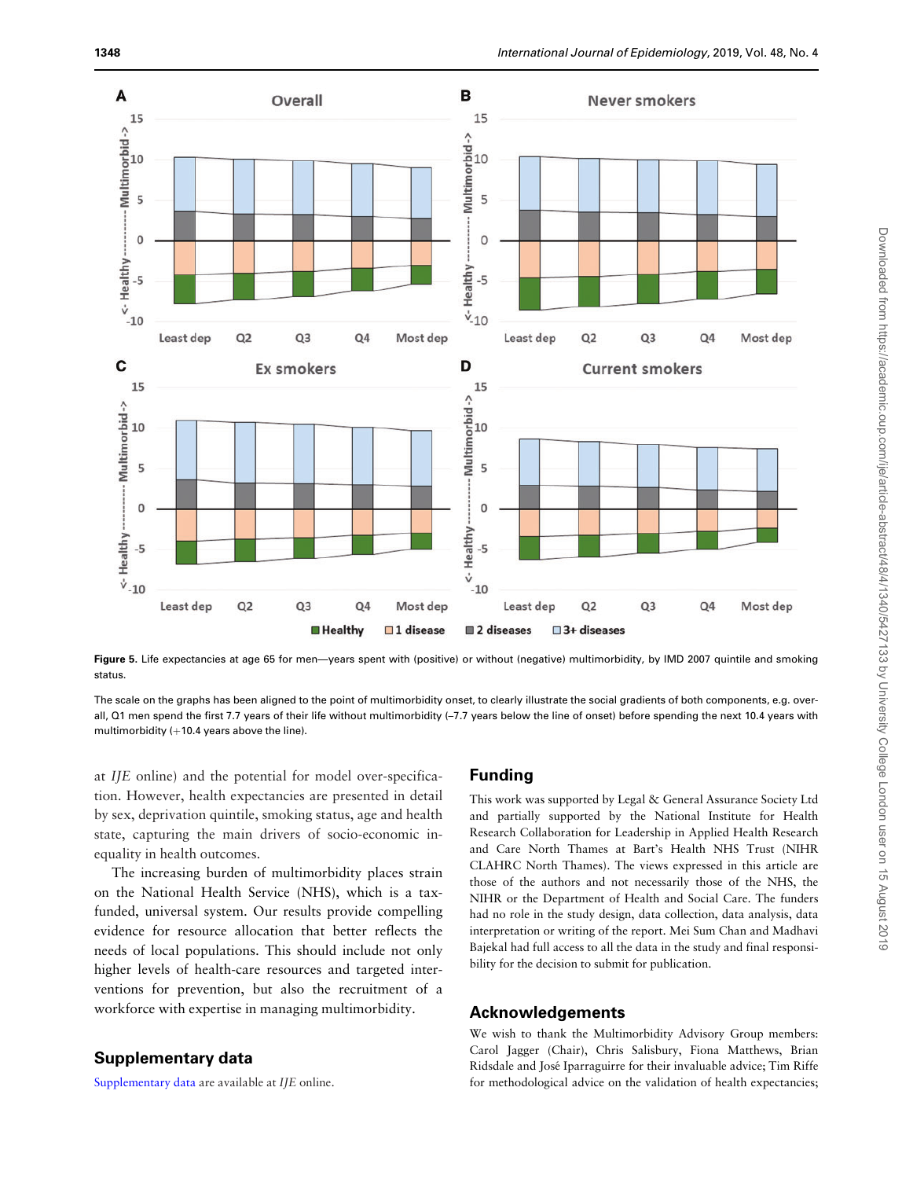Figure 5. Life expectancies at age 65 for men—years spent with (positive) or without (negative) multimorbidity, by IMD 2007 quintile and smoking status.

The scale on the graphs has been aligned to the point of multimorbidity onset, to clearly illustrate the social gradients of both components, e.g. overall, Q1 men spend the first 7.7 years of their life without multimorbidity (–7.7 years below the line of onset) before spending the next 10.4 years with multimorbidity (+10.4 years above the line).

at *IJE* online) and the potential for model over-specification. However, health expectancies are presented in detail by sex, deprivation quintile, smoking status, age and health state, capturing the main drivers of socio-economic inequality in health outcomes.

The increasing burden of multimorbidity places strain on the National Health Service (NHS), which is a tax-funded, universal system. Our results provide compelling evidence for resource allocation that better reflects the needs of local populations. This should include not only higher levels of health-care resources and targeted interventions for prevention, but also the recruitment of a workforce with expertise in managing multimorbidity.

## Supplementary data

Supplementary data are available at *IJE* online.

## Funding

This work was supported by Legal & General Assurance Society Ltd and partially supported by the National Institute for Health Research Collaboration for Leadership in Applied Health Research and Care North Thames at Bart's Health NHS Trust (NIHR CLAHRC North Thames). The views expressed in this article are those of the authors and not necessarily those of the NHS, the NIHR or the Department of Health and Social Care. The funders had no role in the study design, data collection, data analysis, data interpretation or writing of the report. Mei Sum Chan and Madhavi Bajekal had full access to all the data in the study and final responsibility for the decision to submit for publication.

## Acknowledgements

We wish to thank the Multimorbidity Advisory Group members: Carol Jagger (Chair), Chris Salisbury, Fiona Matthews, Brian Ridsdale and José Iparraguirre for their invaluable advice; Tim Riffe for methodological advice on the validation of health expectancies;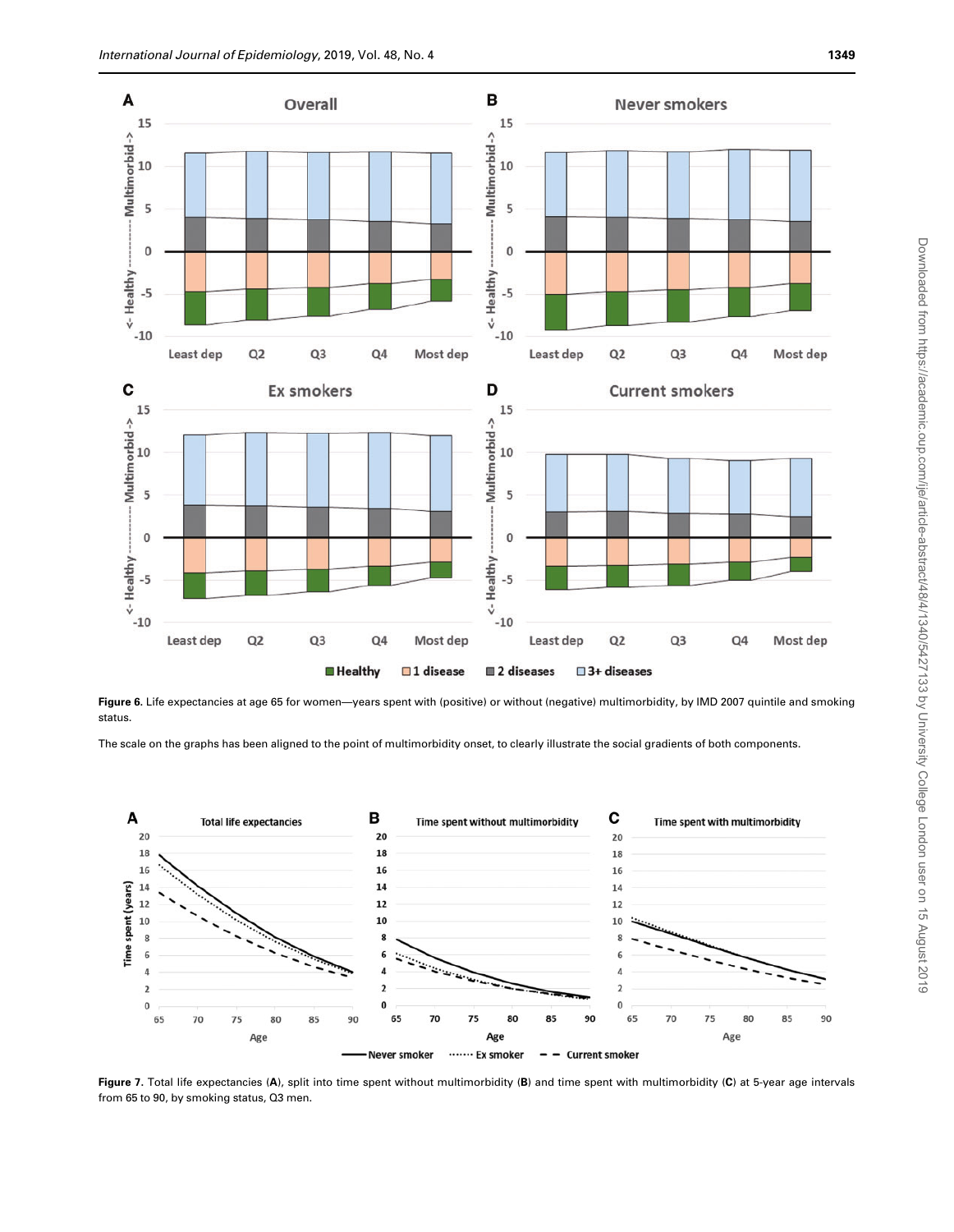**Figure 6.** Life expectancies at age 65 for women—years spent with (positive) or without (negative) multimorbidity, by IMD 2007 quintile and smoking status.

The scale on the graphs has been aligned to the point of multimorbidity onset, to clearly illustrate the social gradients of both components.

**Figure 7.** Total life expectancies (**A**), split into time spent without multimorbidity (**B**) and time spent with multimorbidity (**C**) at 5-year age intervals from 65 to 90, by smoking status, Q3 men.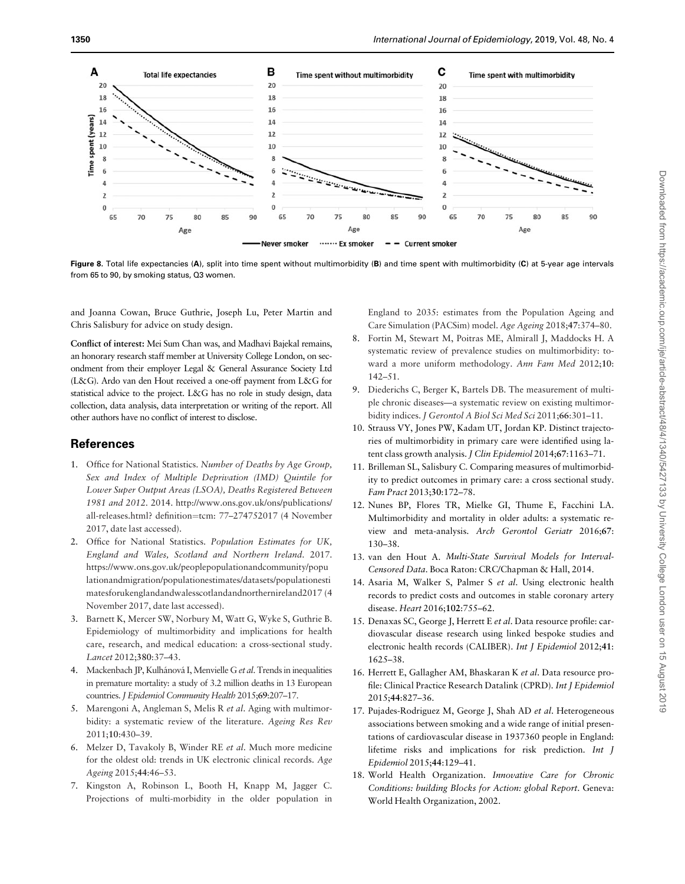Figure 8. Total life expectancies (A), split into time spent without multimorbidity (B) and time spent with multimorbidity (C) at 5-year age intervals from 65 to 90, by smoking status, Q3 women.

and Joanna Cowan, Bruce Guthrie, Joseph Lu, Peter Martin and Chris Salisbury for advice on study design.

**Conflict of interest:** Mei Sum Chan was, and Madhavi Bajekal remains, an honorary research staff member at University College London, on secondment from their employer Legal & General Assurance Society Ltd (L&G). Ardo van den Hout received a one-off payment from L&G for statistical advice to the project. L&G has no role in study design, data collection, data analysis, data interpretation or writing of the report. All other authors have no conflict of interest to disclose.

## References

1. Office for National Statistics. *Number of Deaths by Age Group, Sex and Index of Multiple Deprivation (IMD) Quintile for Lower Super Output Areas (LSOA), Deaths Registered Between 1981 and 2012*. 2014. http://www.ons.gov.uk/ons/publications/all-releases.html? definition=tcm: 77–274752017 (4 November 2017, date last accessed).
2. Office for National Statistics. *Population Estimates for UK, England and Wales, Scotland and Northern Ireland*. 2017. https://www.ons.gov.uk/peoplepopulationandcommunity/populationandmigration/populationestimates/datasets/populationestimatesforukenglandandwalesscotlandandnorthernireland2017 (4 November 2017, date last accessed).
3. Barnett K, Mercer SW, Norbury M, Watt G, Wyke S, Guthrie B. Epidemiology of multimorbidity and implications for health care, research, and medical education: a cross-sectional study. *Lancet* 2012;**380**:37–43.
4. Mackenbach JP, Kulhánová I, Menvielle G *et al*. Trends in inequalities in premature mortality: a study of 3.2 million deaths in 13 European countries. *J Epidemiol Community Health* 2015;**69**:207–17.
5. Marengoni A, Angleman S, Melis R *et al*. Aging with multimorbidity: a systematic review of the literature. *Ageing Res Rev* 2011;**10**:430–39.
6. Melzer D, Tavakoly B, Winder RE *et al*. Much more medicine for the oldest old: trends in UK electronic clinical records. *Age Ageing* 2015;**44**:46–53.
7. Kingston A, Robinson L, Booth H, Knapp M, Jagger C. Projections of multi-morbidity in the older population in England to 2035: estimates from the Population Ageing and Care Simulation (PACSim) model. *Age Ageing* 2018;**47**:374–80.
8. Fortin M, Stewart M, Poitras ME, Almirall J, Maddocks H. A systematic review of prevalence studies on multimorbidity: toward a more uniform methodology. *Ann Fam Med* 2012;**10**: 142–51.
9. Diederichs C, Berger K, Bartels DB. The measurement of multiple chronic diseases—a systematic review on existing multimorbidity indices. *J Gerontol A Biol Sci Med Sci* 2011;**66**:301–11.
10. Strauss VY, Jones PW, Kadam UT, Jordan KP. Distinct trajectories of multimorbidity in primary care were identified using latent class growth analysis. *J Clin Epidemiol* 2014;**67**:1163–71.
11. Brilleman SL, Salisbury C. Comparing measures of multimorbidity to predict outcomes in primary care: a cross sectional study. *Fam Pract* 2013;**30**:172–78.
12. Nunes BP, Flores TR, Mielke GI, Thume E, Facchini LA. Multimorbidity and mortality in older adults: a systematic review and meta-analysis. *Arch Gerontol Geriatr* 2016;**67**: 130–38.
13. van den Hout A. *Multi-State Survival Models for Interval-Censored Data*. Boca Raton: CRC/Chapman & Hall, 2014.
14. Asaria M, Walker S, Palmer S *et al*. Using electronic health records to predict costs and outcomes in stable coronary artery disease. *Heart* 2016;**102**:755–62.
15. Denaxas SC, George J, Herrett E *et al*. Data resource profile: cardiovascular disease research using linked bespoke studies and electronic health records (CALIBER). *Int J Epidemiol* 2012;**41**: 1625–38.
16. Herrett E, Gallagher AM, Bhaskaran K *et al*. Data resource profile: Clinical Practice Research Datalink (CPRD). *Int J Epidemiol* 2015;**44**:827–36.
17. Pujades-Rodriguez M, George J, Shah AD *et al*. Heterogeneous associations between smoking and a wide range of initial presentations of cardiovascular disease in 1937360 people in England: lifetime risks and implications for risk prediction. *Int J Epidemiol* 2015;**44**:129–41.
18. World Health Organization. *Innovative Care for Chronic Conditions: building Blocks for Action: global Report*. Geneva: World Health Organization, 2002.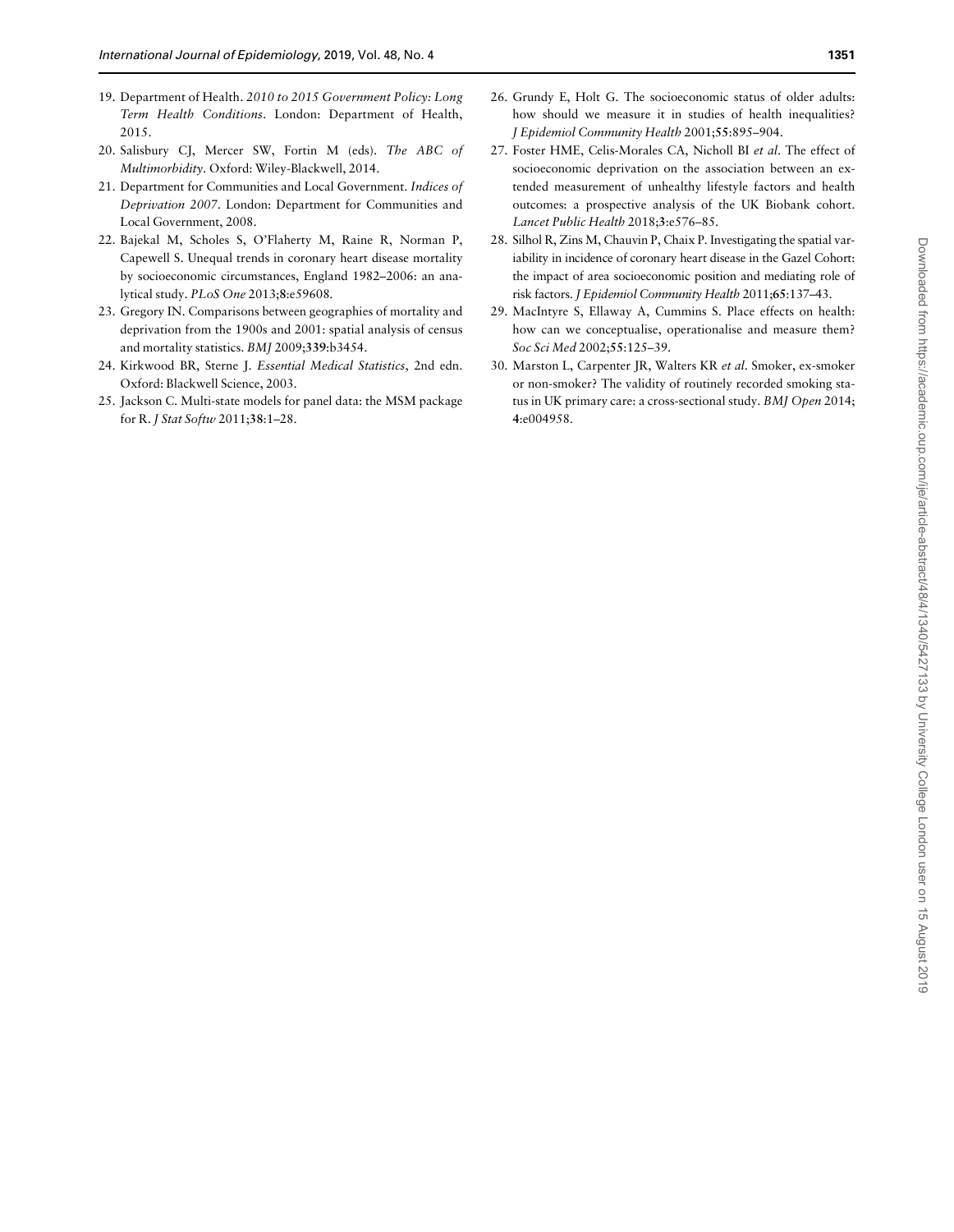19. Department of Health. *2010 to 2015 Government Policy: Long Term Health Conditions*. London: Department of Health, 2015.
20. Salisbury CJ, Mercer SW, Fortin M (eds). *The ABC of Multimorbidity*. Oxford: Wiley-Blackwell, 2014.
21. Department for Communities and Local Government. *Indices of Deprivation 2007*. London: Department for Communities and Local Government, 2008.
22. Bajekal M, Scholes S, O'Flaherty M, Raine R, Norman P, Capewell S. Unequal trends in coronary heart disease mortality by socioeconomic circumstances, England 1982–2006: an analytical study. *PLoS One* 2013;**8**:e59608.
23. Gregory IN. Comparisons between geographies of mortality and deprivation from the 1900s and 2001: spatial analysis of census and mortality statistics. *BMJ* 2009;**339**:b3454.
24. Kirkwood BR, Sterne J. *Essential Medical Statistics*, 2nd edn. Oxford: Blackwell Science, 2003.
25. Jackson C. Multi-state models for panel data: the MSM package for R. *J Stat Softw* 2011;**38**:1–28.
26. Grundy E, Holt G. The socioeconomic status of older adults: how should we measure it in studies of health inequalities? *J Epidemiol Community Health* 2001;**55**:895–904.
27. Foster HME, Celis-Morales CA, Nicholl BI *et al*. The effect of socioeconomic deprivation on the association between an extended measurement of unhealthy lifestyle factors and health outcomes: a prospective analysis of the UK Biobank cohort. *Lancet Public Health* 2018;**3**:e576–85.
28. Silhol R, Zins M, Chauvin P, Chaix P. Investigating the spatial variability in incidence of coronary heart disease in the Gazel Cohort: the impact of area socioeconomic position and mediating role of risk factors. *J Epidemiol Community Health* 2011;**65**:137–43.
29. MacIntyre S, Ellaway A, Cummins S. Place effects on health: how can we conceptualise, operationalise and measure them? *Soc Sci Med* 2002;**55**:125–39.
30. Marston L, Carpenter JR, Walters KR *et al*. Smoker, ex-smoker or non-smoker? The validity of routinely recorded smoking status in UK primary care: a cross-sectional study. *BMJ Open* 2014;**4**:e004958.